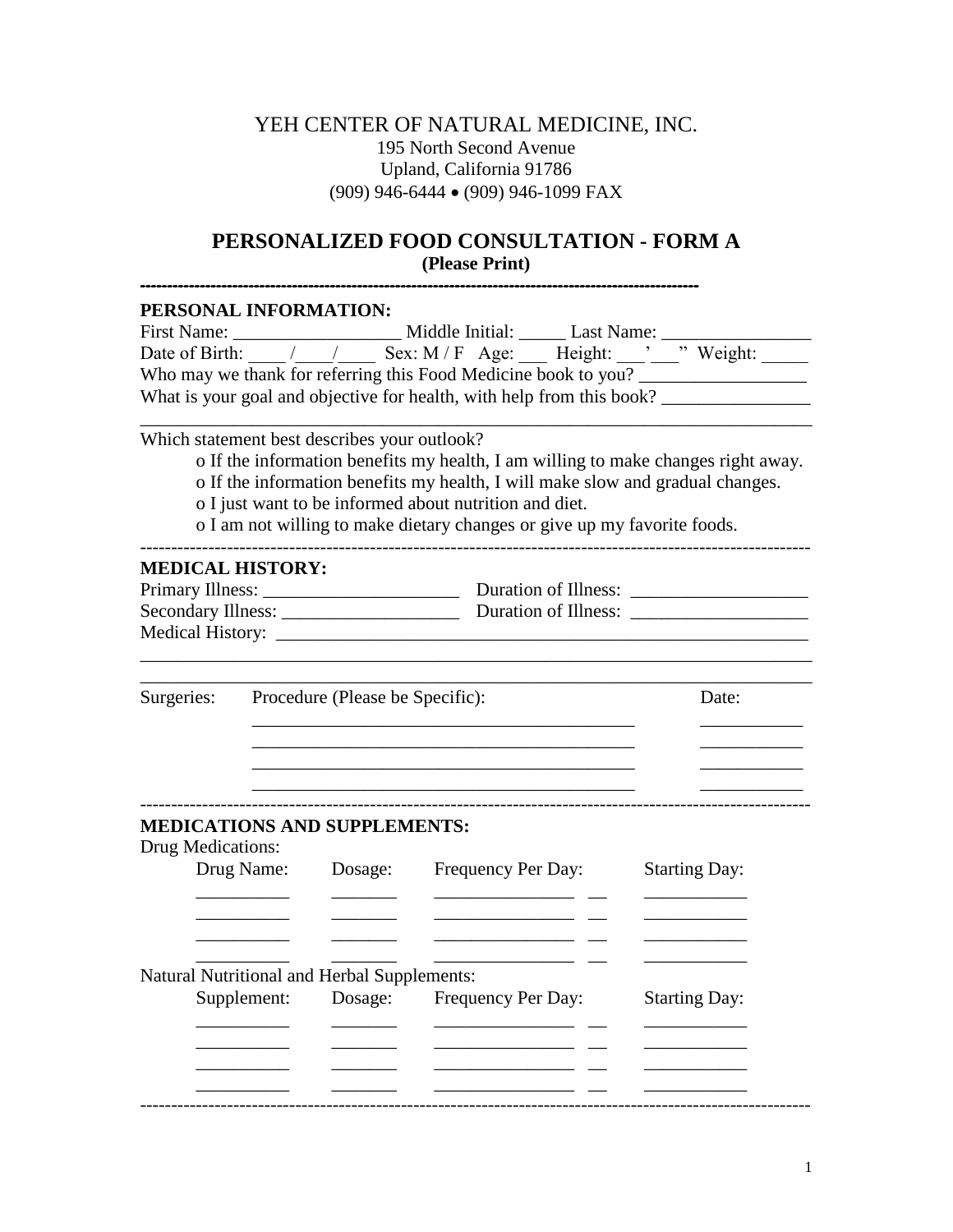# YEH CENTER OF NATURAL MEDICINE, INC.

195 North Second Avenue
Upland, California 91786
(909) 946-6444 • (909) 946-1099 FAX

## PERSONALIZED FOOD CONSULTATION - FORM A

**(Please Print)**

---

### PERSONAL INFORMATION:

First Name: __________________ Middle Initial: _____ Last Name: ________________

Date of Birth: ____ /____/____ Sex: M / F Age: ___ Height: ___'___" Weight: _____

Who may we thank for referring this Food Medicine book to you? __________________

What is your goal and objective for health, with help from this book? ________________

______________________________________________________________________________

Which statement best describes your outlook?

- o If the information benefits my health, I am willing to make changes right away.
- o If the information benefits my health, I will make slow and gradual changes.
- o I just want to be informed about nutrition and diet.
- o I am not willing to make dietary changes or give up my favorite foods.

---

### MEDICAL HISTORY:

Primary Illness: _____________________ Duration of Illness: ___________________

Secondary Illness: ___________________ Duration of Illness: ___________________

Medical History: ____________________________________________________________

______________________________________________________________________________

______________________________________________________________________________

| Surgeries: | Procedure (Please be Specific): | Date: |
|---|---|---|
| | ___________________________________________ | ___________ |
| | ___________________________________________ | ___________ |
| | ___________________________________________ | ___________ |
| | ___________________________________________ | ___________ |

---

### MEDICATIONS AND SUPPLEMENTS:

Drug Medications:

| Drug Name: | Dosage: | Frequency Per Day: | | Starting Day: |
|---|---|---|---|---|
| __________ | _______ | _______________ | __ | ___________ |
| __________ | _______ | _______________ | __ | ___________ |
| __________ | _______ | _______________ | __ | ___________ |
| __________ | _______ | _______________ | __ | ___________ |

Natural Nutritional and Herbal Supplements:

| Supplement: | Dosage: | Frequency Per Day: | | Starting Day: |
|---|---|---|---|---|
| __________ | _______ | _______________ | __ | ___________ |
| __________ | _______ | _______________ | __ | ___________ |
| __________ | _______ | _______________ | __ | ___________ |
| __________ | _______ | _______________ | __ | ___________ |

---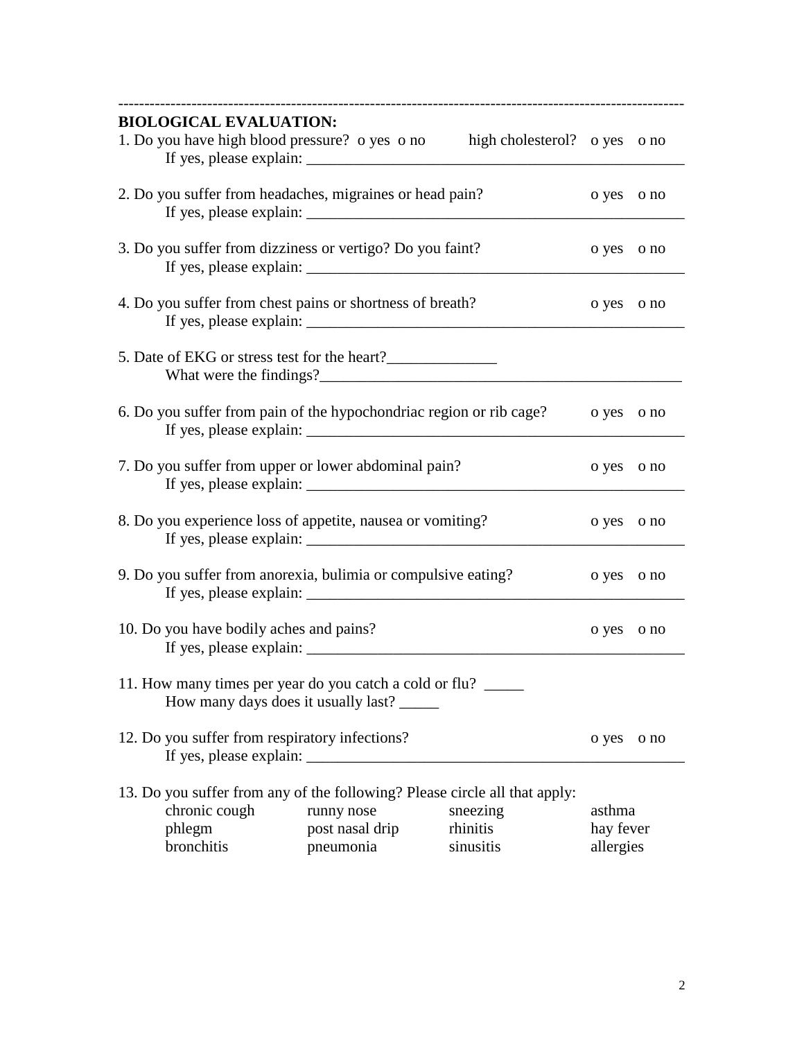---

**BIOLOGICAL EVALUATION:**

1. Do you have high blood pressure? o yes o no high cholesterol? o yes o no
   If yes, please explain: ________________________________________________

2. Do you suffer from headaches, migraines or head pain? o yes o no
   If yes, please explain: ________________________________________________

3. Do you suffer from dizziness or vertigo? Do you faint? o yes o no
   If yes, please explain: ________________________________________________

4. Do you suffer from chest pains or shortness of breath? o yes o no
   If yes, please explain: ________________________________________________

5. Date of EKG or stress test for the heart?______________
   What were the findings?_______________________________________________

6. Do you suffer from pain of the hypochondriac region or rib cage? o yes o no
   If yes, please explain: ________________________________________________

7. Do you suffer from upper or lower abdominal pain? o yes o no
   If yes, please explain: ________________________________________________

8. Do you experience loss of appetite, nausea or vomiting? o yes o no
   If yes, please explain: ________________________________________________

9. Do you suffer from anorexia, bulimia or compulsive eating? o yes o no
   If yes, please explain: ________________________________________________

10. Do you have bodily aches and pains? o yes o no
    If yes, please explain: ________________________________________________

11. How many times per year do you catch a cold or flu? _____
    How many days does it usually last? _____

12. Do you suffer from respiratory infections? o yes o no
    If yes, please explain: ________________________________________________

13. Do you suffer from any of the following? Please circle all that apply:

| | | | |
|---|---|---|---|
| chronic cough | runny nose | sneezing | asthma |
| phlegm | post nasal drip | rhinitis | hay fever |
| bronchitis | pneumonia | sinusitis | allergies |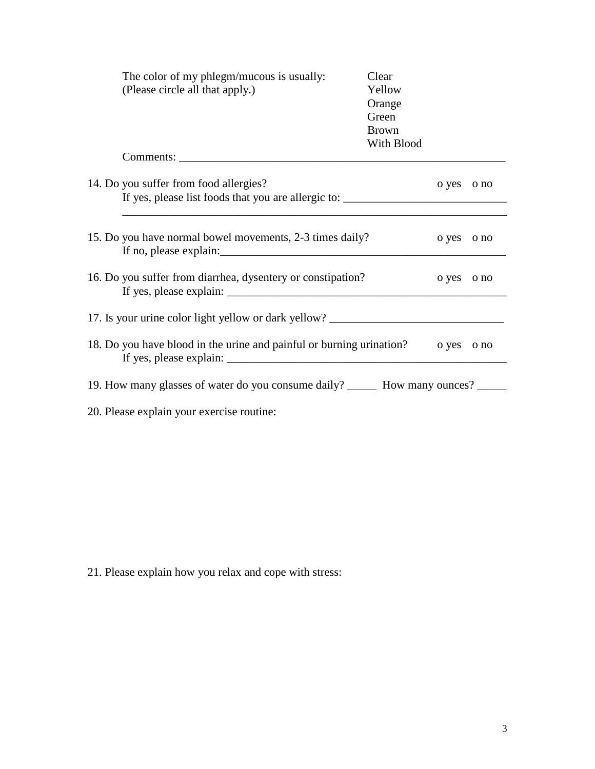The color of my phlegm/mucous is usually: (Please circle all that apply.)

Clear
Yellow
Orange
Green
Brown
With Blood

Comments: ____________________________________________________________

14. Do you suffer from food allergies? o yes o no

    If yes, please list foods that you are allergic to: ____________________________

    ______________________________________________________________________

15. Do you have normal bowel movements, 2-3 times daily? o yes o no

    If no, please explain:____________________________________________________

16. Do you suffer from diarrhea, dysentery or constipation? o yes o no

    If yes, please explain: ___________________________________________________

17. Is your urine color light yellow or dark yellow? ______________________________

18. Do you have blood in the urine and painful or burning urination? o yes o no

    If yes, please explain: ___________________________________________________

19. How many glasses of water do you consume daily? _____ How many ounces? _____

20. Please explain your exercise routine:

21. Please explain how you relax and cope with stress: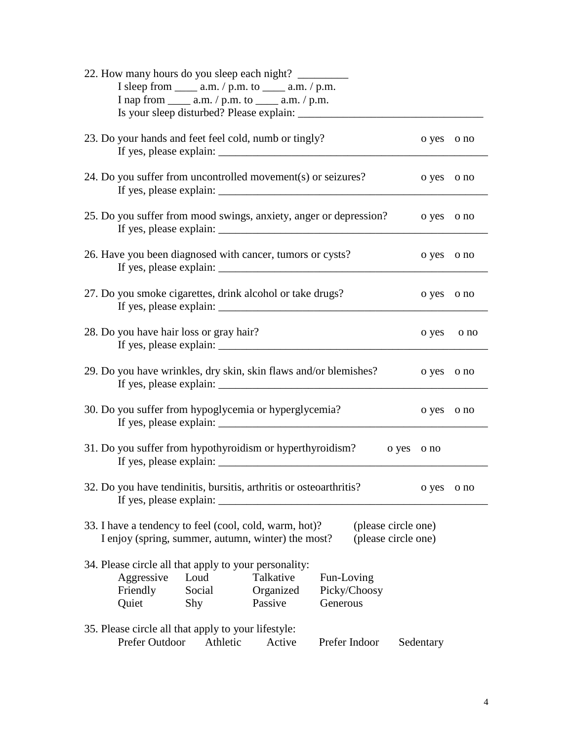22. How many hours do you sleep each night? _________
    I sleep from ____ a.m. / p.m. to ____ a.m. / p.m.
    I nap from ____ a.m. / p.m. to ____ a.m. / p.m.
    Is your sleep disturbed? Please explain: _________________________________

23. Do your hands and feet feel cold, numb or tingly? o yes o no
    If yes, please explain: __________________________________________________

24. Do you suffer from uncontrolled movement(s) or seizures? o yes o no
    If yes, please explain: __________________________________________________

25. Do you suffer from mood swings, anxiety, anger or depression? o yes o no
    If yes, please explain: __________________________________________________

26. Have you been diagnosed with cancer, tumors or cysts? o yes o no
    If yes, please explain: __________________________________________________

27. Do you smoke cigarettes, drink alcohol or take drugs? o yes o no
    If yes, please explain: __________________________________________________

28. Do you have hair loss or gray hair? o yes o no
    If yes, please explain: __________________________________________________

29. Do you have wrinkles, dry skin, skin flaws and/or blemishes? o yes o no
    If yes, please explain: __________________________________________________

30. Do you suffer from hypoglycemia or hyperglycemia? o yes o no
    If yes, please explain: __________________________________________________

31. Do you suffer from hypothyroidism or hyperthyroidism? o yes o no
    If yes, please explain: __________________________________________________

32. Do you have tendinitis, bursitis, arthritis or osteoarthritis? o yes o no
    If yes, please explain: __________________________________________________

33. I have a tendency to feel (cool, cold, warm, hot)? (please circle one)
    I enjoy (spring, summer, autumn, winter) the most? (please circle one)

34. Please circle all that apply to your personality:

    | | | | |
    |---|---|---|---|
    | Aggressive | Loud | Talkative | Fun-Loving |
    | Friendly | Social | Organized | Picky/Choosy |
    | Quiet | Shy | Passive | Generous |

35. Please circle all that apply to your lifestyle:
    Prefer Outdoor Athletic Active Prefer Indoor Sedentary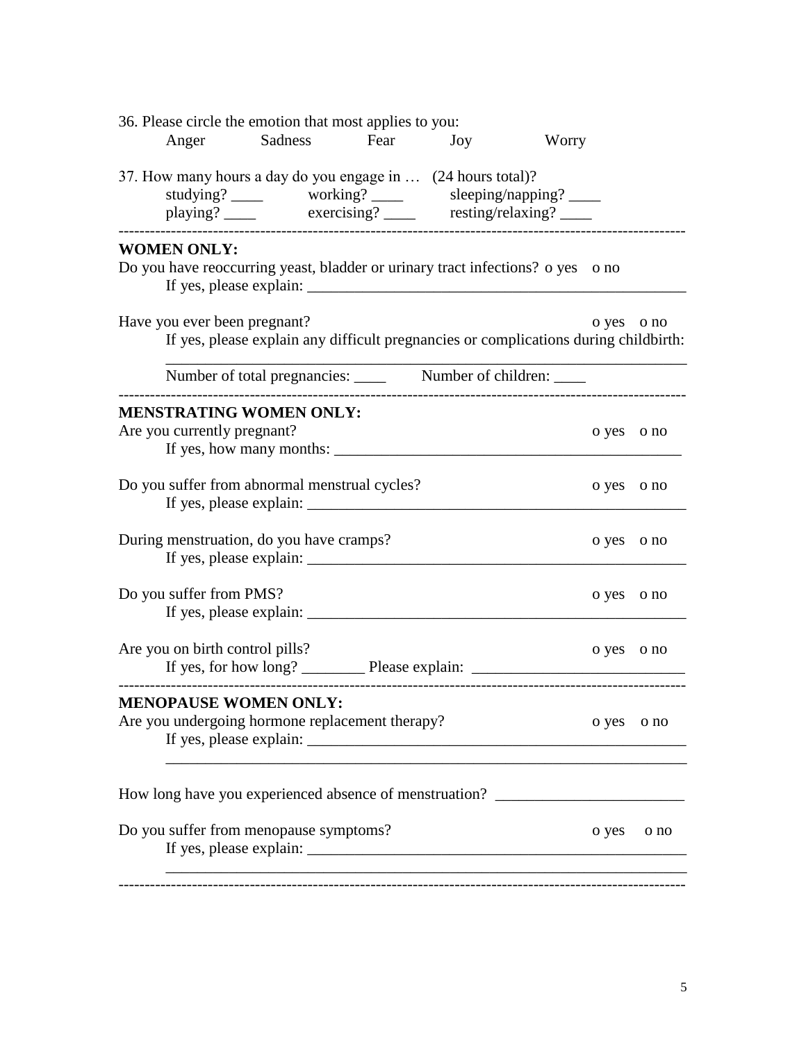36. Please circle the emotion that most applies to you:

Anger     Sadness     Fear     Joy     Worry

37. How many hours a day do you engage in … (24 hours total)?

studying? ____     working? ____     sleeping/napping? ____

playing? ____     exercising? ____     resting/relaxing? ____

---

**WOMEN ONLY:**

Do you have reoccurring yeast, bladder or urinary tract infections? o yes o no

If yes, please explain: ______________________________________________

Have you ever been pregnant? o yes o no

If yes, please explain any difficult pregnancies or complications during childbirth:

______________________________________________

Number of total pregnancies: ____     Number of children: ____

---

**MENSTRATING WOMEN ONLY:**

Are you currently pregnant? o yes o no

If yes, how many months: ______________________________________________

Do you suffer from abnormal menstrual cycles? o yes o no

If yes, please explain: ______________________________________________

During menstruation, do you have cramps? o yes o no

If yes, please explain: ______________________________________________

Do you suffer from PMS? o yes o no

If yes, please explain: ______________________________________________

Are you on birth control pills? o yes o no

If yes, for how long? ________ Please explain: ___________________________

---

**MENOPAUSE WOMEN ONLY:**

Are you undergoing hormone replacement therapy? o yes o no

If yes, please explain: ______________________________________________

______________________________________________

How long have you experienced absence of menstruation? ________________________

Do you suffer from menopause symptoms? o yes o no

If yes, please explain: ______________________________________________

______________________________________________

---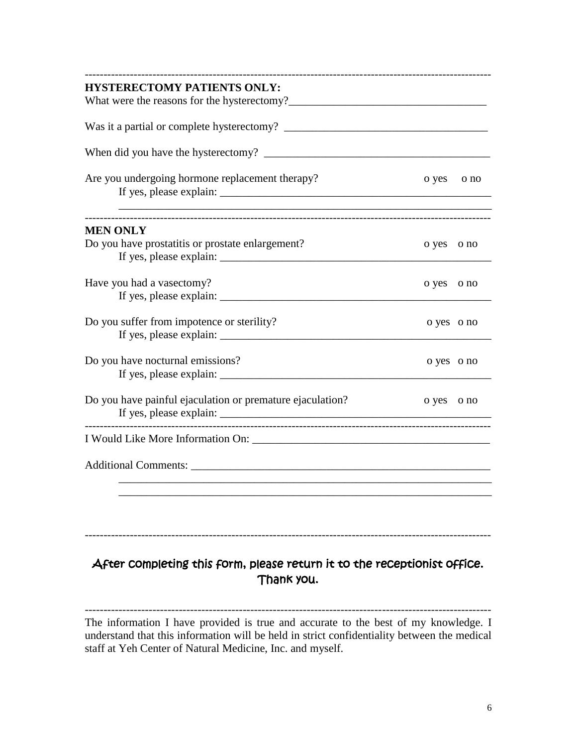---

**HYSTERECTOMY PATIENTS ONLY:**

What were the reasons for the hysterectomy?___________________________________

Was it a partial or complete hysterectomy? ____________________________________

When did you have the hysterectomy? _________________________________________

Are you undergoing hormone replacement therapy? o yes o no

If yes, please explain: ___________________________________________________

_________________________________________________________________________

---

**MEN ONLY**

Do you have prostatitis or prostate enlargement? o yes o no

If yes, please explain: ___________________________________________________

Have you had a vasectomy? o yes o no

If yes, please explain: ___________________________________________________

Do you suffer from impotence or sterility? o yes o no

If yes, please explain: ___________________________________________________

Do you have nocturnal emissions? o yes o no

If yes, please explain: ___________________________________________________

Do you have painful ejaculation or premature ejaculation? o yes o no

If yes, please explain: ___________________________________________________

---

I Would Like More Information On: ___________________________________________

Additional Comments: ________________________________________________________

_________________________________________________________________________

_________________________________________________________________________

---

After completing this form, please return it to the receptionist office. Thank you.

---

The information I have provided is true and accurate to the best of my knowledge. I understand that this information will be held in strict confidentiality between the medical staff at Yeh Center of Natural Medicine, Inc. and myself.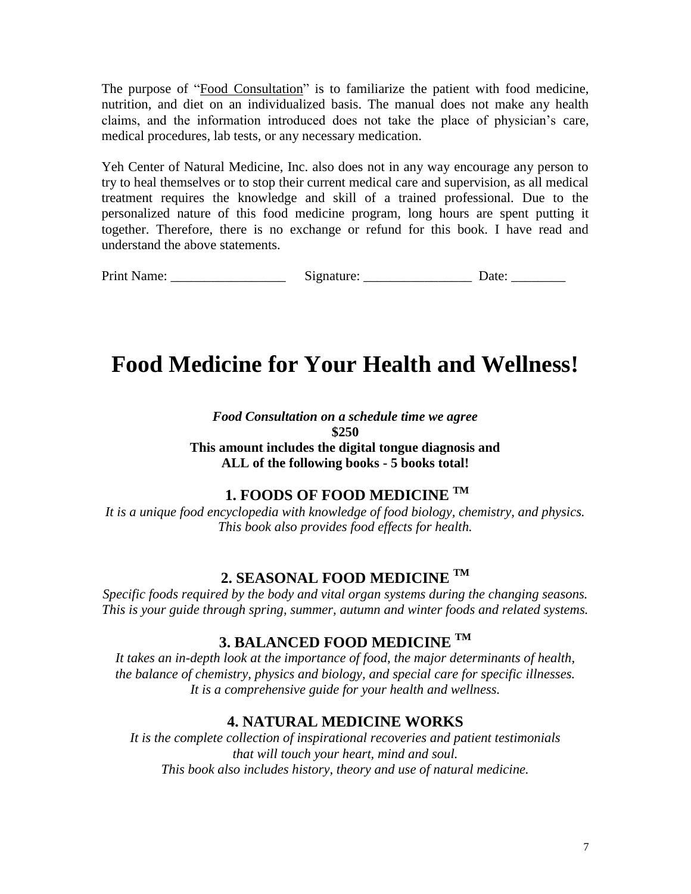The purpose of "Food Consultation" is to familiarize the patient with food medicine, nutrition, and diet on an individualized basis. The manual does not make any health claims, and the information introduced does not take the place of physician's care, medical procedures, lab tests, or any necessary medication.

Yeh Center of Natural Medicine, Inc. also does not in any way encourage any person to try to heal themselves or to stop their current medical care and supervision, as all medical treatment requires the knowledge and skill of a trained professional. Due to the personalized nature of this food medicine program, long hours are spent putting it together. Therefore, there is no exchange or refund for this book. I have read and understand the above statements.

Print Name: _________________ Signature: ________________ Date: ________

# Food Medicine for Your Health and Wellness!

***Food Consultation on a schedule time we agree***
**$250**
**This amount includes the digital tongue diagnosis and ALL of the following books - 5 books total!**

### 1. FOODS OF FOOD MEDICINE ™

*It is a unique food encyclopedia with knowledge of food biology, chemistry, and physics. This book also provides food effects for health.*

### 2. SEASONAL FOOD MEDICINE ™

*Specific foods required by the body and vital organ systems during the changing seasons. This is your guide through spring, summer, autumn and winter foods and related systems.*

### 3. BALANCED FOOD MEDICINE ™

*It takes an in-depth look at the importance of food, the major determinants of health, the balance of chemistry, physics and biology, and special care for specific illnesses. It is a comprehensive guide for your health and wellness.*

### 4. NATURAL MEDICINE WORKS

*It is the complete collection of inspirational recoveries and patient testimonials that will touch your heart, mind and soul. This book also includes history, theory and use of natural medicine.*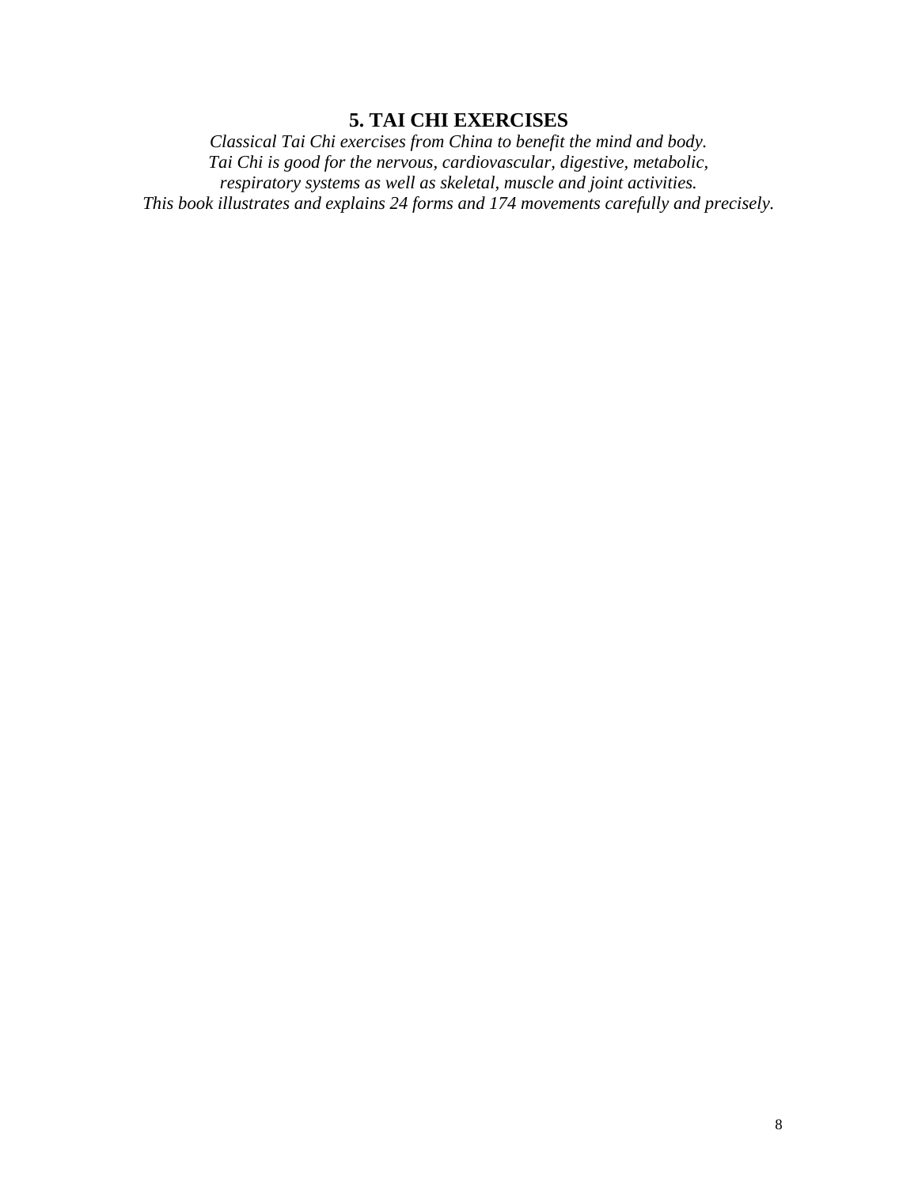## 5. TAI CHI EXERCISES

*Classical Tai Chi exercises from China to benefit the mind and body.*
*Tai Chi is good for the nervous, cardiovascular, digestive, metabolic,*
*respiratory systems as well as skeletal, muscle and joint activities.*
*This book illustrates and explains 24 forms and 174 movements carefully and precisely.*